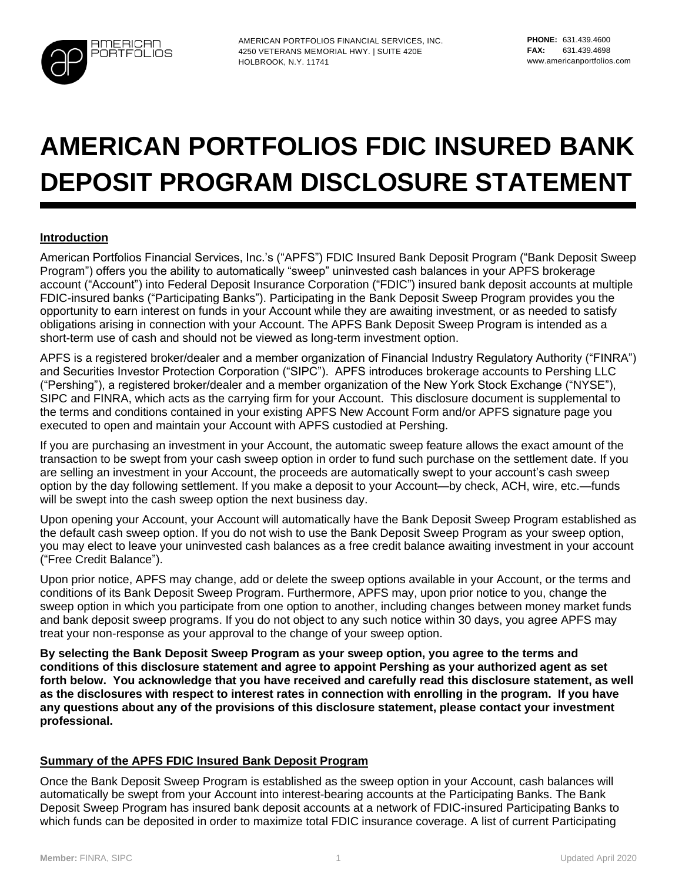# AMERICAN PORTFOLIOS FDIC INSURED BANK DEPOSIT PROGRAM DISCLOSURE STATEMENT

**Introduction**

American Portfolios Financial Services, Inc.'s ("APFS") FDIC Insured Bank Deposit Program ("Bank Deposit Sweep Program") offers you the ability to automatically "sweep" uninvested cash balances in your APFS brokerage account ("Account") into Federal Deposit Insurance Corporation ("FDIC") insured bank deposit accounts at multiple FDIC-insured banks ("Participating Banks"). Participating in the Bank Deposit Sweep Program provides you the opportunity to earn interest on funds in your Account while they are awaiting investment, or as needed to satisfy obligations arising in connection with your Account. The APFS Bank Deposit Sweep Program is intended as a short-term use of cash and should not be viewed as long-term investment option.

APFS is a registered broker/dealer and a member organization of Financial Industry Regulatory Authority ("FINRA") and Securities Investor Protection Corporation ("SIPC"). APFS introduces brokerage accounts to Pershing LLC ("Pershing"), a registered broker/dealer and a member organization of the New York Stock Exchange ("NYSE"), SIPC and FINRA, which acts as the carrying firm for your Account. This disclosure document is supplemental to the terms and conditions contained in your existing APFS New Account Form and/or APFS signature page you executed to open and maintain your Account with APFS custodied at Pershing.

If you are purchasing an investment in your Account, the automatic sweep feature allows the exact amount of the transaction to be swept from your cash sweep option in order to fund such purchase on the settlement date. If you are selling an investment in your Account, the proceeds are automatically swept to your account's cash sweep option by the day following settlement. If you make a deposit to your Account—by check, ACH, wire, etc.—funds will be swept into the cash sweep option the next business day.

Upon opening your Account, your Account will automatically have the Bank Deposit Sweep Program established as the default cash sweep option. If you do not wish to use the Bank Deposit Sweep Program as your sweep option, you may elect to leave your uninvested cash balances as a free credit balance awaiting investment in your account ("Free Credit Balance").

Upon prior notice, APFS may change, add or delete the sweep options available in your Account, or the terms and conditions of its Bank Deposit Sweep Program. Furthermore, APFS may, upon prior notice to you, change the sweep option in which you participate from one option to another, including changes between money market funds and bank deposit sweep programs. If you do not object to any such notice within 30 days, you agree APFS may treat your non-response as your approval to the change of your sweep option.

**By selecting the Bank Deposit Sweep Program as your sweep option, you agree to the terms and conditions of this disclosure statement and agree to appoint Pershing as your authorized agent as set forth below. You acknowledge that you have received and carefully read this disclosure statement, as well as the disclosures with respect to interest rates in connection with enrolling in the program. If you have any questions about any of the provisions of this disclosure statement, please contact your investment professional.**

**Summary of the APFS FDIC Insured Bank Deposit Program**

Once the Bank Deposit Sweep Program is established as the sweep option in your Account, cash balances will automatically be swept from your Account into interest-bearing accounts at the Participating Banks. The Bank Deposit Sweep Program has insured bank deposit accounts at a network of FDIC-insured Participating Banks to which funds can be deposited in order to maximize total FDIC insurance coverage. A list of current Participating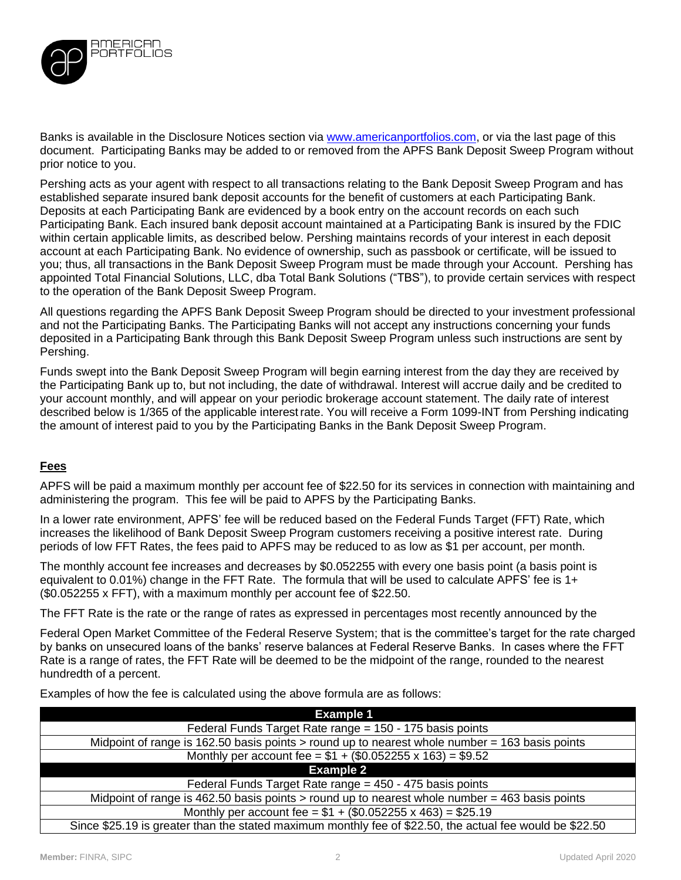Banks is available in the Disclosure Notices section via [www.americanportfolios.com](http://www.americanportfolios.com), or via the last page of this document. Participating Banks may be added to or removed from the APFS Bank Deposit Sweep Program without prior notice to you.

Pershing acts as your agent with respect to all transactions relating to the Bank Deposit Sweep Program and has established separate insured bank deposit accounts for the benefit of customers at each Participating Bank. Deposits at each Participating Bank are evidenced by a book entry on the account records on each such Participating Bank. Each insured bank deposit account maintained at a Participating Bank is insured by the FDIC within certain applicable limits, as described below. Pershing maintains records of your interest in each deposit account at each Participating Bank. No evidence of ownership, such as passbook or certificate, will be issued to you; thus, all transactions in the Bank Deposit Sweep Program must be made through your Account. Pershing has appointed Total Financial Solutions, LLC, dba Total Bank Solutions ("TBS"), to provide certain services with respect to the operation of the Bank Deposit Sweep Program.

All questions regarding the APFS Bank Deposit Sweep Program should be directed to your investment professional and not the Participating Banks. The Participating Banks will not accept any instructions concerning your funds deposited in a Participating Bank through this Bank Deposit Sweep Program unless such instructions are sent by Pershing.

Funds swept into the Bank Deposit Sweep Program will begin earning interest from the day they are received by the Participating Bank up to, but not including, the date of withdrawal. Interest will accrue daily and be credited to your account monthly, and will appear on your periodic brokerage account statement. The daily rate of interest described below is 1/365 of the applicable interest rate. You will receive a Form 1099-INT from Pershing indicating the amount of interest paid to you by the Participating Banks in the Bank Deposit Sweep Program.

## Fees

APFS will be paid a maximum monthly per account fee of $22.50 for its services in connection with maintaining and administering the program. This fee will be paid to APFS by the Participating Banks.

In a lower rate environment, APFS' fee will be reduced based on the Federal Funds Target (FFT) Rate, which increases the likelihood of Bank Deposit Sweep Program customers receiving a positive interest rate. During periods of low FFT Rates, the fees paid to APFS may be reduced to as low as $1 per account, per month.

The monthly account fee increases and decreases by $0.052255 with every one basis point (a basis point is equivalent to 0.01%) change in the FFT Rate. The formula that will be used to calculate APFS' fee is 1+ ($0.052255 x FFT), with a maximum monthly per account fee of $22.50.

The FFT Rate is the rate or the range of rates as expressed in percentages most recently announced by the

Federal Open Market Committee of the Federal Reserve System; that is the committee's target for the rate charged by banks on unsecured loans of the banks' reserve balances at Federal Reserve Banks. In cases where the FFT Rate is a range of rates, the FFT Rate will be deemed to be the midpoint of the range, rounded to the nearest hundredth of a percent.

Examples of how the fee is calculated using the above formula are as follows:

| **Example 1** |
|---|
| Federal Funds Target Rate range = 150 - 175 basis points |
| Midpoint of range is 162.50 basis points > round up to nearest whole number = 163 basis points |
| Monthly per account fee = $1 + ($0.052255 x 163) = $9.52 |
| **Example 2** |
| Federal Funds Target Rate range = 450 - 475 basis points |
| Midpoint of range is 462.50 basis points > round up to nearest whole number = 463 basis points |
| Monthly per account fee = $1 + ($0.052255 x 463) = $25.19 |
| Since $25.19 is greater than the stated maximum monthly fee of $22.50, the actual fee would be $22.50 |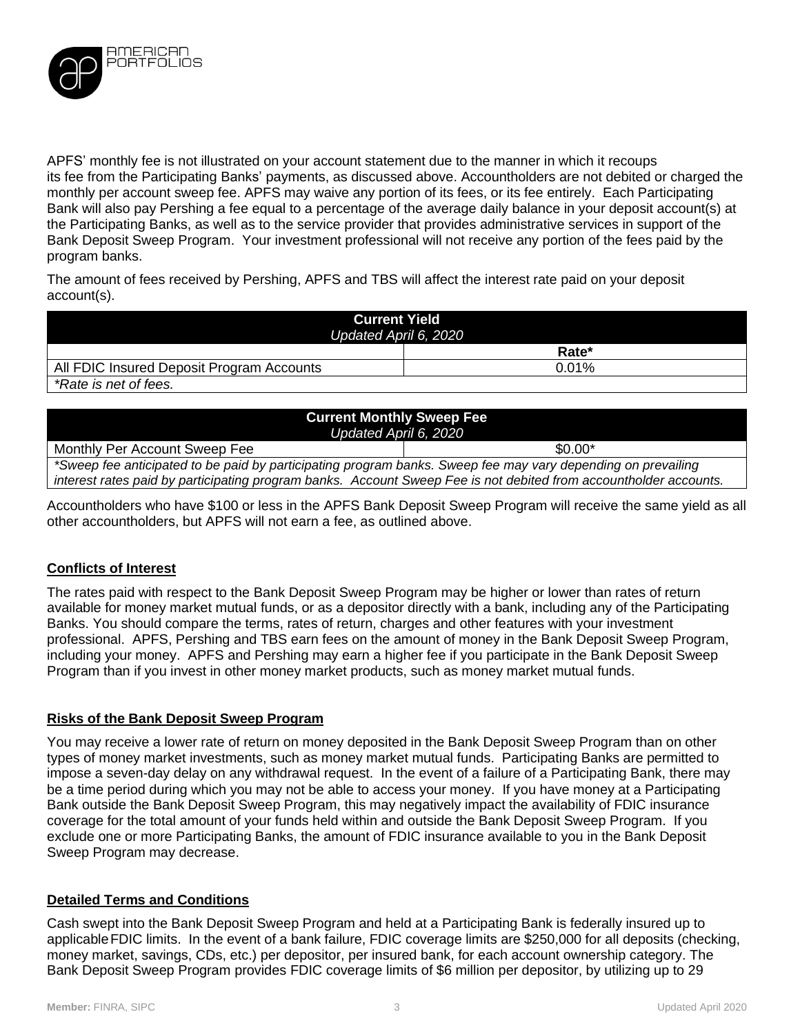APFS' monthly fee is not illustrated on your account statement due to the manner in which it recoups its fee from the Participating Banks' payments, as discussed above. Accountholders are not debited or charged the monthly per account sweep fee. APFS may waive any portion of its fees, or its fee entirely. Each Participating Bank will also pay Pershing a fee equal to a percentage of the average daily balance in your deposit account(s) at the Participating Banks, as well as to the service provider that provides administrative services in support of the Bank Deposit Sweep Program. Your investment professional will not receive any portion of the fees paid by the program banks.

The amount of fees received by Pershing, APFS and TBS will affect the interest rate paid on your deposit account(s).

| **Current Yield** *Updated April 6, 2020* | |
|---|---|
| | **Rate*** |
| All FDIC Insured Deposit Program Accounts | 0.01% |
| *\*Rate is net of fees.* | |

| **Current Monthly Sweep Fee** *Updated April 6, 2020* | |
|---|---|
| Monthly Per Account Sweep Fee | $0.00* |
| *\*Sweep fee anticipated to be paid by participating program banks. Sweep fee may vary depending on prevailing interest rates paid by participating program banks. Account Sweep Fee is not debited from accountholder accounts.* | |

Accountholders who have $100 or less in the APFS Bank Deposit Sweep Program will receive the same yield as all other accountholders, but APFS will not earn a fee, as outlined above.

## Conflicts of Interest

The rates paid with respect to the Bank Deposit Sweep Program may be higher or lower than rates of return available for money market mutual funds, or as a depositor directly with a bank, including any of the Participating Banks. You should compare the terms, rates of return, charges and other features with your investment professional. APFS, Pershing and TBS earn fees on the amount of money in the Bank Deposit Sweep Program, including your money. APFS and Pershing may earn a higher fee if you participate in the Bank Deposit Sweep Program than if you invest in other money market products, such as money market mutual funds.

## Risks of the Bank Deposit Sweep Program

You may receive a lower rate of return on money deposited in the Bank Deposit Sweep Program than on other types of money market investments, such as money market mutual funds. Participating Banks are permitted to impose a seven-day delay on any withdrawal request. In the event of a failure of a Participating Bank, there may be a time period during which you may not be able to access your money. If you have money at a Participating Bank outside the Bank Deposit Sweep Program, this may negatively impact the availability of FDIC insurance coverage for the total amount of your funds held within and outside the Bank Deposit Sweep Program. If you exclude one or more Participating Banks, the amount of FDIC insurance available to you in the Bank Deposit Sweep Program may decrease.

## Detailed Terms and Conditions

Cash swept into the Bank Deposit Sweep Program and held at a Participating Bank is federally insured up to applicable FDIC limits. In the event of a bank failure, FDIC coverage limits are $250,000 for all deposits (checking, money market, savings, CDs, etc.) per depositor, per insured bank, for each account ownership category. The Bank Deposit Sweep Program provides FDIC coverage limits of $6 million per depositor, by utilizing up to 29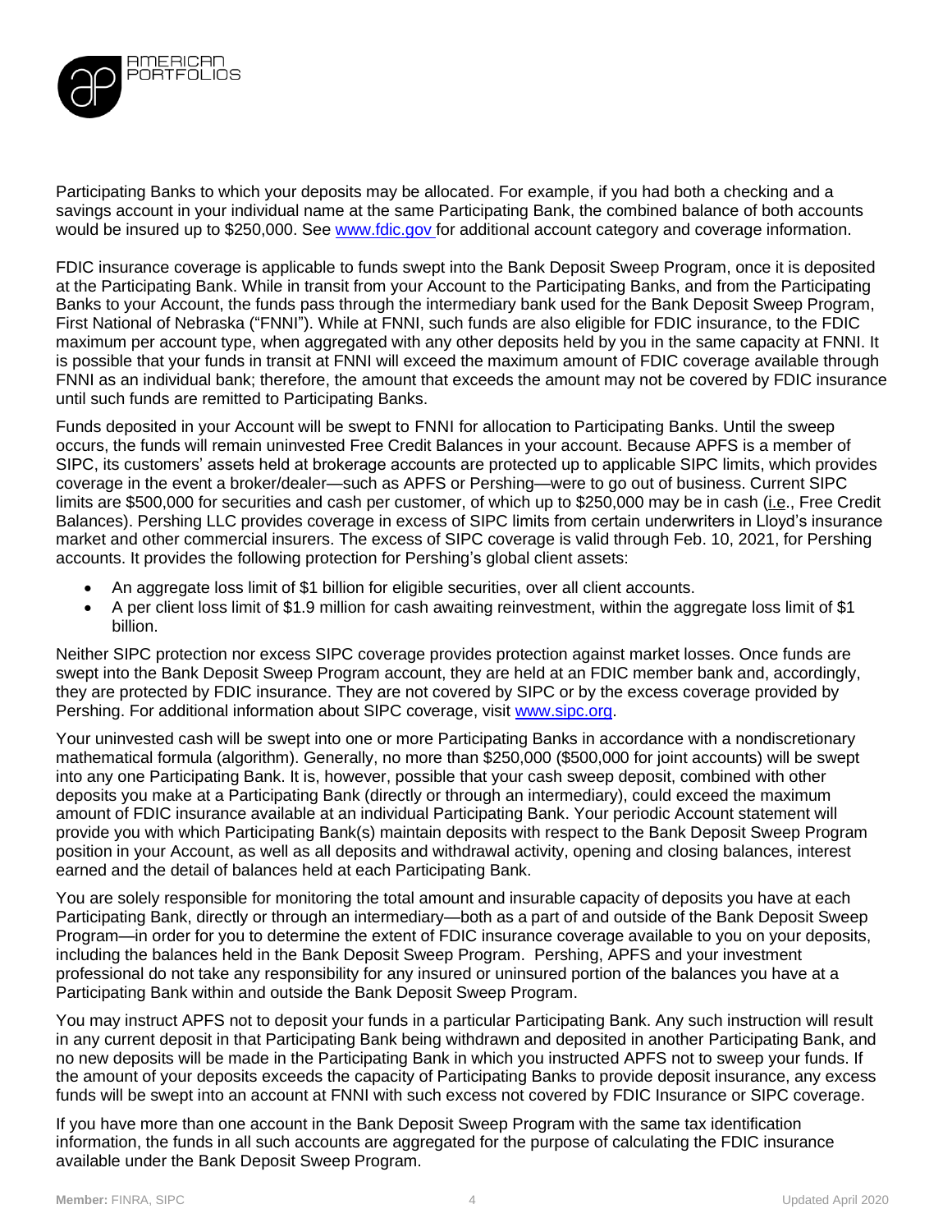Participating Banks to which your deposits may be allocated. For example, if you had both a checking and a savings account in your individual name at the same Participating Bank, the combined balance of both accounts would be insured up to $250,000. See www.fdic.gov for additional account category and coverage information.

FDIC insurance coverage is applicable to funds swept into the Bank Deposit Sweep Program, once it is deposited at the Participating Bank. While in transit from your Account to the Participating Banks, and from the Participating Banks to your Account, the funds pass through the intermediary bank used for the Bank Deposit Sweep Program, First National of Nebraska ("FNNI"). While at FNNI, such funds are also eligible for FDIC insurance, to the FDIC maximum per account type, when aggregated with any other deposits held by you in the same capacity at FNNI. It is possible that your funds in transit at FNNI will exceed the maximum amount of FDIC coverage available through FNNI as an individual bank; therefore, the amount that exceeds the amount may not be covered by FDIC insurance until such funds are remitted to Participating Banks.

Funds deposited in your Account will be swept to FNNI for allocation to Participating Banks. Until the sweep occurs, the funds will remain uninvested Free Credit Balances in your account. Because APFS is a member of SIPC, its customers' assets held at brokerage accounts are protected up to applicable SIPC limits, which provides coverage in the event a broker/dealer—such as APFS or Pershing—were to go out of business. Current SIPC limits are $500,000 for securities and cash per customer, of which up to $250,000 may be in cash (i.e., Free Credit Balances). Pershing LLC provides coverage in excess of SIPC limits from certain underwriters in Lloyd's insurance market and other commercial insurers. The excess of SIPC coverage is valid through Feb. 10, 2021, for Pershing accounts. It provides the following protection for Pershing's global client assets:

- An aggregate loss limit of $1 billion for eligible securities, over all client accounts.
- A per client loss limit of $1.9 million for cash awaiting reinvestment, within the aggregate loss limit of $1 billion.

Neither SIPC protection nor excess SIPC coverage provides protection against market losses. Once funds are swept into the Bank Deposit Sweep Program account, they are held at an FDIC member bank and, accordingly, they are protected by FDIC insurance. They are not covered by SIPC or by the excess coverage provided by Pershing. For additional information about SIPC coverage, visit www.sipc.org.

Your uninvested cash will be swept into one or more Participating Banks in accordance with a nondiscretionary mathematical formula (algorithm). Generally, no more than $250,000 ($500,000 for joint accounts) will be swept into any one Participating Bank. It is, however, possible that your cash sweep deposit, combined with other deposits you make at a Participating Bank (directly or through an intermediary), could exceed the maximum amount of FDIC insurance available at an individual Participating Bank. Your periodic Account statement will provide you with which Participating Bank(s) maintain deposits with respect to the Bank Deposit Sweep Program position in your Account, as well as all deposits and withdrawal activity, opening and closing balances, interest earned and the detail of balances held at each Participating Bank.

You are solely responsible for monitoring the total amount and insurable capacity of deposits you have at each Participating Bank, directly or through an intermediary—both as a part of and outside of the Bank Deposit Sweep Program—in order for you to determine the extent of FDIC insurance coverage available to you on your deposits, including the balances held in the Bank Deposit Sweep Program. Pershing, APFS and your investment professional do not take any responsibility for any insured or uninsured portion of the balances you have at a Participating Bank within and outside the Bank Deposit Sweep Program.

You may instruct APFS not to deposit your funds in a particular Participating Bank. Any such instruction will result in any current deposit in that Participating Bank being withdrawn and deposited in another Participating Bank, and no new deposits will be made in the Participating Bank in which you instructed APFS not to sweep your funds. If the amount of your deposits exceeds the capacity of Participating Banks to provide deposit insurance, any excess funds will be swept into an account at FNNI with such excess not covered by FDIC Insurance or SIPC coverage.

If you have more than one account in the Bank Deposit Sweep Program with the same tax identification information, the funds in all such accounts are aggregated for the purpose of calculating the FDIC insurance available under the Bank Deposit Sweep Program.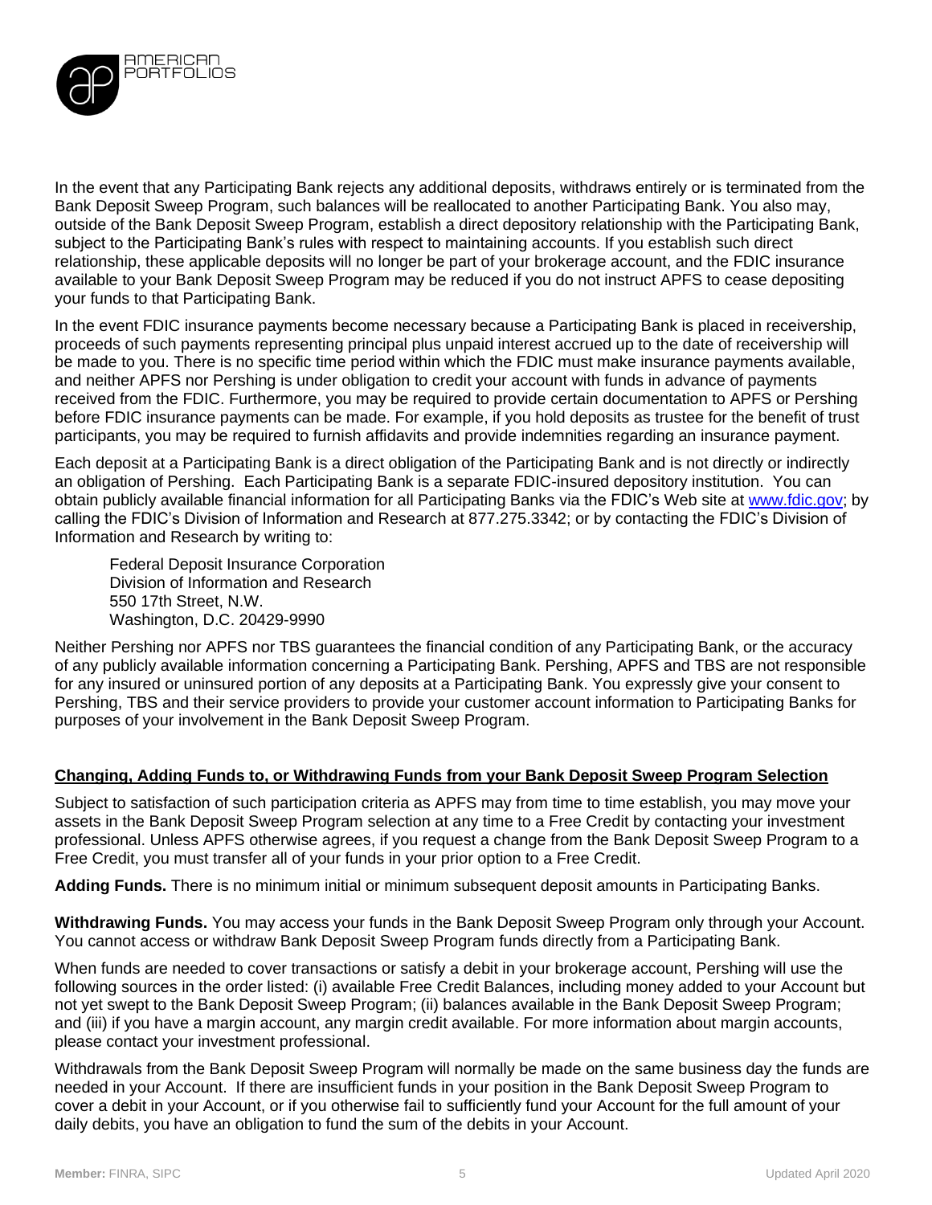In the event that any Participating Bank rejects any additional deposits, withdraws entirely or is terminated from the Bank Deposit Sweep Program, such balances will be reallocated to another Participating Bank. You also may, outside of the Bank Deposit Sweep Program, establish a direct depository relationship with the Participating Bank, subject to the Participating Bank's rules with respect to maintaining accounts. If you establish such direct relationship, these applicable deposits will no longer be part of your brokerage account, and the FDIC insurance available to your Bank Deposit Sweep Program may be reduced if you do not instruct APFS to cease depositing your funds to that Participating Bank.

In the event FDIC insurance payments become necessary because a Participating Bank is placed in receivership, proceeds of such payments representing principal plus unpaid interest accrued up to the date of receivership will be made to you. There is no specific time period within which the FDIC must make insurance payments available, and neither APFS nor Pershing is under obligation to credit your account with funds in advance of payments received from the FDIC. Furthermore, you may be required to provide certain documentation to APFS or Pershing before FDIC insurance payments can be made. For example, if you hold deposits as trustee for the benefit of trust participants, you may be required to furnish affidavits and provide indemnities regarding an insurance payment.

Each deposit at a Participating Bank is a direct obligation of the Participating Bank and is not directly or indirectly an obligation of Pershing. Each Participating Bank is a separate FDIC-insured depository institution. You can obtain publicly available financial information for all Participating Banks via the FDIC's Web site at [www.fdic.gov](http://www.fdic.gov); by calling the FDIC's Division of Information and Research at 877.275.3342; or by contacting the FDIC's Division of Information and Research by writing to:

Federal Deposit Insurance Corporation
Division of Information and Research
550 17th Street, N.W.
Washington, D.C. 20429-9990

Neither Pershing nor APFS nor TBS guarantees the financial condition of any Participating Bank, or the accuracy of any publicly available information concerning a Participating Bank. Pershing, APFS and TBS are not responsible for any insured or uninsured portion of any deposits at a Participating Bank. You expressly give your consent to Pershing, TBS and their service providers to provide your customer account information to Participating Banks for purposes of your involvement in the Bank Deposit Sweep Program.

## Changing, Adding Funds to, or Withdrawing Funds from your Bank Deposit Sweep Program Selection

Subject to satisfaction of such participation criteria as APFS may from time to time establish, you may move your assets in the Bank Deposit Sweep Program selection at any time to a Free Credit by contacting your investment professional. Unless APFS otherwise agrees, if you request a change from the Bank Deposit Sweep Program to a Free Credit, you must transfer all of your funds in your prior option to a Free Credit.

**Adding Funds.** There is no minimum initial or minimum subsequent deposit amounts in Participating Banks.

**Withdrawing Funds.** You may access your funds in the Bank Deposit Sweep Program only through your Account. You cannot access or withdraw Bank Deposit Sweep Program funds directly from a Participating Bank.

When funds are needed to cover transactions or satisfy a debit in your brokerage account, Pershing will use the following sources in the order listed: (i) available Free Credit Balances, including money added to your Account but not yet swept to the Bank Deposit Sweep Program; (ii) balances available in the Bank Deposit Sweep Program; and (iii) if you have a margin account, any margin credit available. For more information about margin accounts, please contact your investment professional.

Withdrawals from the Bank Deposit Sweep Program will normally be made on the same business day the funds are needed in your Account. If there are insufficient funds in your position in the Bank Deposit Sweep Program to cover a debit in your Account, or if you otherwise fail to sufficiently fund your Account for the full amount of your daily debits, you have an obligation to fund the sum of the debits in your Account.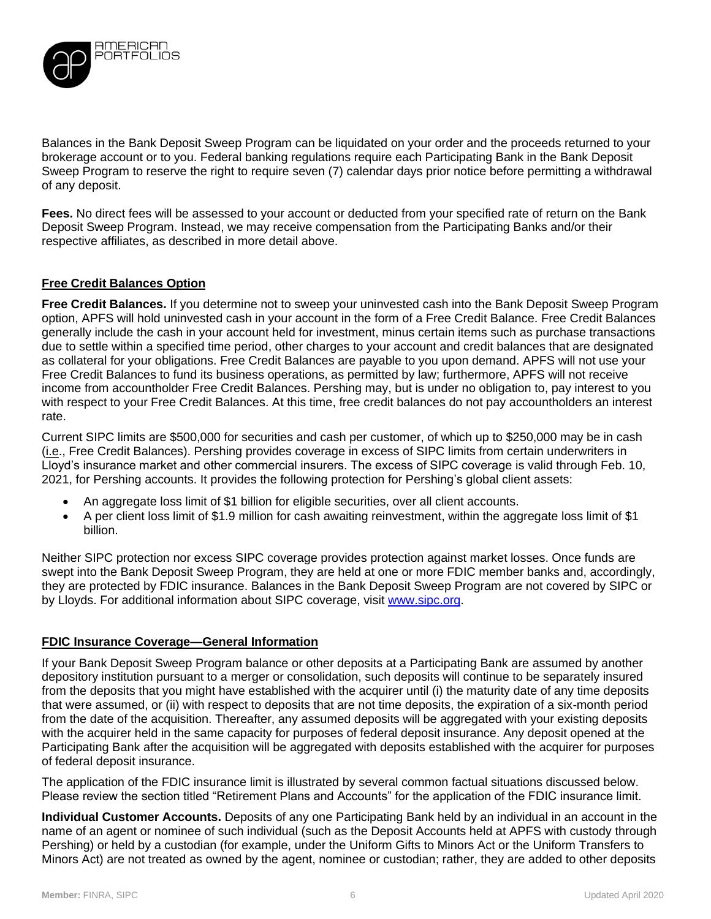Balances in the Bank Deposit Sweep Program can be liquidated on your order and the proceeds returned to your brokerage account or to you. Federal banking regulations require each Participating Bank in the Bank Deposit Sweep Program to reserve the right to require seven (7) calendar days prior notice before permitting a withdrawal of any deposit.

**Fees.** No direct fees will be assessed to your account or deducted from your specified rate of return on the Bank Deposit Sweep Program. Instead, we may receive compensation from the Participating Banks and/or their respective affiliates, as described in more detail above.

## Free Credit Balances Option

**Free Credit Balances.** If you determine not to sweep your uninvested cash into the Bank Deposit Sweep Program option, APFS will hold uninvested cash in your account in the form of a Free Credit Balance. Free Credit Balances generally include the cash in your account held for investment, minus certain items such as purchase transactions due to settle within a specified time period, other charges to your account and credit balances that are designated as collateral for your obligations. Free Credit Balances are payable to you upon demand. APFS will not use your Free Credit Balances to fund its business operations, as permitted by law; furthermore, APFS will not receive income from accountholder Free Credit Balances. Pershing may, but is under no obligation to, pay interest to you with respect to your Free Credit Balances. At this time, free credit balances do not pay accountholders an interest rate.

Current SIPC limits are $500,000 for securities and cash per customer, of which up to $250,000 may be in cash (i.e., Free Credit Balances). Pershing provides coverage in excess of SIPC limits from certain underwriters in Lloyd's insurance market and other commercial insurers. The excess of SIPC coverage is valid through Feb. 10, 2021, for Pershing accounts. It provides the following protection for Pershing's global client assets:

- An aggregate loss limit of $1 billion for eligible securities, over all client accounts.
- A per client loss limit of $1.9 million for cash awaiting reinvestment, within the aggregate loss limit of $1 billion.

Neither SIPC protection nor excess SIPC coverage provides protection against market losses. Once funds are swept into the Bank Deposit Sweep Program, they are held at one or more FDIC member banks and, accordingly, they are protected by FDIC insurance. Balances in the Bank Deposit Sweep Program are not covered by SIPC or by Lloyds. For additional information about SIPC coverage, visit [www.sipc.org](www.sipc.org).

## FDIC Insurance Coverage—General Information

If your Bank Deposit Sweep Program balance or other deposits at a Participating Bank are assumed by another depository institution pursuant to a merger or consolidation, such deposits will continue to be separately insured from the deposits that you might have established with the acquirer until (i) the maturity date of any time deposits that were assumed, or (ii) with respect to deposits that are not time deposits, the expiration of a six-month period from the date of the acquisition. Thereafter, any assumed deposits will be aggregated with your existing deposits with the acquirer held in the same capacity for purposes of federal deposit insurance. Any deposit opened at the Participating Bank after the acquisition will be aggregated with deposits established with the acquirer for purposes of federal deposit insurance.

The application of the FDIC insurance limit is illustrated by several common factual situations discussed below. Please review the section titled "Retirement Plans and Accounts" for the application of the FDIC insurance limit.

**Individual Customer Accounts.** Deposits of any one Participating Bank held by an individual in an account in the name of an agent or nominee of such individual (such as the Deposit Accounts held at APFS with custody through Pershing) or held by a custodian (for example, under the Uniform Gifts to Minors Act or the Uniform Transfers to Minors Act) are not treated as owned by the agent, nominee or custodian; rather, they are added to other deposits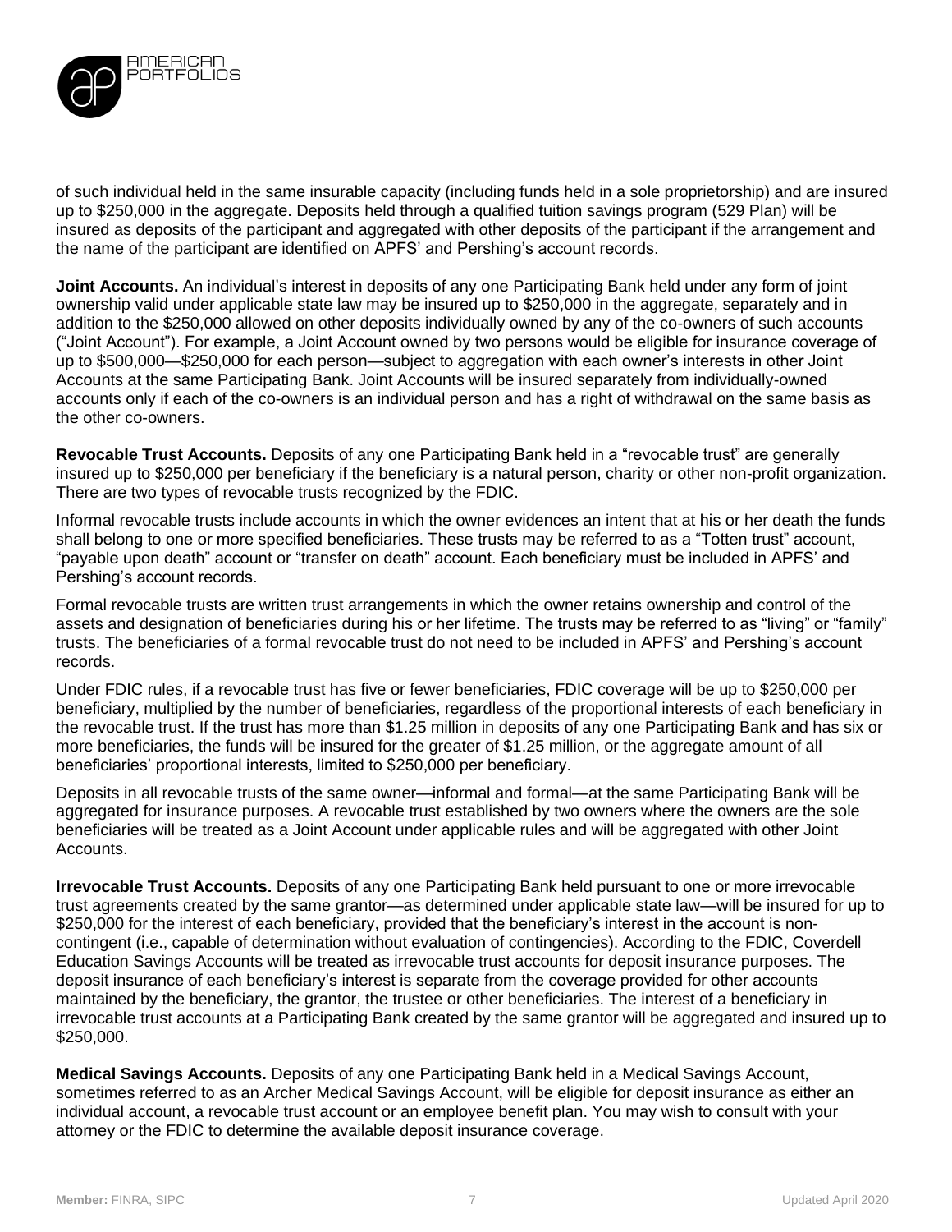of such individual held in the same insurable capacity (including funds held in a sole proprietorship) and are insured up to $250,000 in the aggregate. Deposits held through a qualified tuition savings program (529 Plan) will be insured as deposits of the participant and aggregated with other deposits of the participant if the arrangement and the name of the participant are identified on APFS' and Pershing's account records.

**Joint Accounts.** An individual's interest in deposits of any one Participating Bank held under any form of joint ownership valid under applicable state law may be insured up to $250,000 in the aggregate, separately and in addition to the $250,000 allowed on other deposits individually owned by any of the co-owners of such accounts ("Joint Account"). For example, a Joint Account owned by two persons would be eligible for insurance coverage of up to $500,000—$250,000 for each person—subject to aggregation with each owner's interests in other Joint Accounts at the same Participating Bank. Joint Accounts will be insured separately from individually-owned accounts only if each of the co-owners is an individual person and has a right of withdrawal on the same basis as the other co-owners.

**Revocable Trust Accounts.** Deposits of any one Participating Bank held in a "revocable trust" are generally insured up to $250,000 per beneficiary if the beneficiary is a natural person, charity or other non-profit organization. There are two types of revocable trusts recognized by the FDIC.

Informal revocable trusts include accounts in which the owner evidences an intent that at his or her death the funds shall belong to one or more specified beneficiaries. These trusts may be referred to as a "Totten trust" account, "payable upon death" account or "transfer on death" account. Each beneficiary must be included in APFS' and Pershing's account records.

Formal revocable trusts are written trust arrangements in which the owner retains ownership and control of the assets and designation of beneficiaries during his or her lifetime. The trusts may be referred to as "living" or "family" trusts. The beneficiaries of a formal revocable trust do not need to be included in APFS' and Pershing's account records.

Under FDIC rules, if a revocable trust has five or fewer beneficiaries, FDIC coverage will be up to $250,000 per beneficiary, multiplied by the number of beneficiaries, regardless of the proportional interests of each beneficiary in the revocable trust. If the trust has more than $1.25 million in deposits of any one Participating Bank and has six or more beneficiaries, the funds will be insured for the greater of $1.25 million, or the aggregate amount of all beneficiaries' proportional interests, limited to $250,000 per beneficiary.

Deposits in all revocable trusts of the same owner—informal and formal—at the same Participating Bank will be aggregated for insurance purposes. A revocable trust established by two owners where the owners are the sole beneficiaries will be treated as a Joint Account under applicable rules and will be aggregated with other Joint Accounts.

**Irrevocable Trust Accounts.** Deposits of any one Participating Bank held pursuant to one or more irrevocable trust agreements created by the same grantor—as determined under applicable state law—will be insured for up to $250,000 for the interest of each beneficiary, provided that the beneficiary's interest in the account is non-contingent (i.e., capable of determination without evaluation of contingencies). According to the FDIC, Coverdell Education Savings Accounts will be treated as irrevocable trust accounts for deposit insurance purposes. The deposit insurance of each beneficiary's interest is separate from the coverage provided for other accounts maintained by the beneficiary, the grantor, the trustee or other beneficiaries. The interest of a beneficiary in irrevocable trust accounts at a Participating Bank created by the same grantor will be aggregated and insured up to $250,000.

**Medical Savings Accounts.** Deposits of any one Participating Bank held in a Medical Savings Account, sometimes referred to as an Archer Medical Savings Account, will be eligible for deposit insurance as either an individual account, a revocable trust account or an employee benefit plan. You may wish to consult with your attorney or the FDIC to determine the available deposit insurance coverage.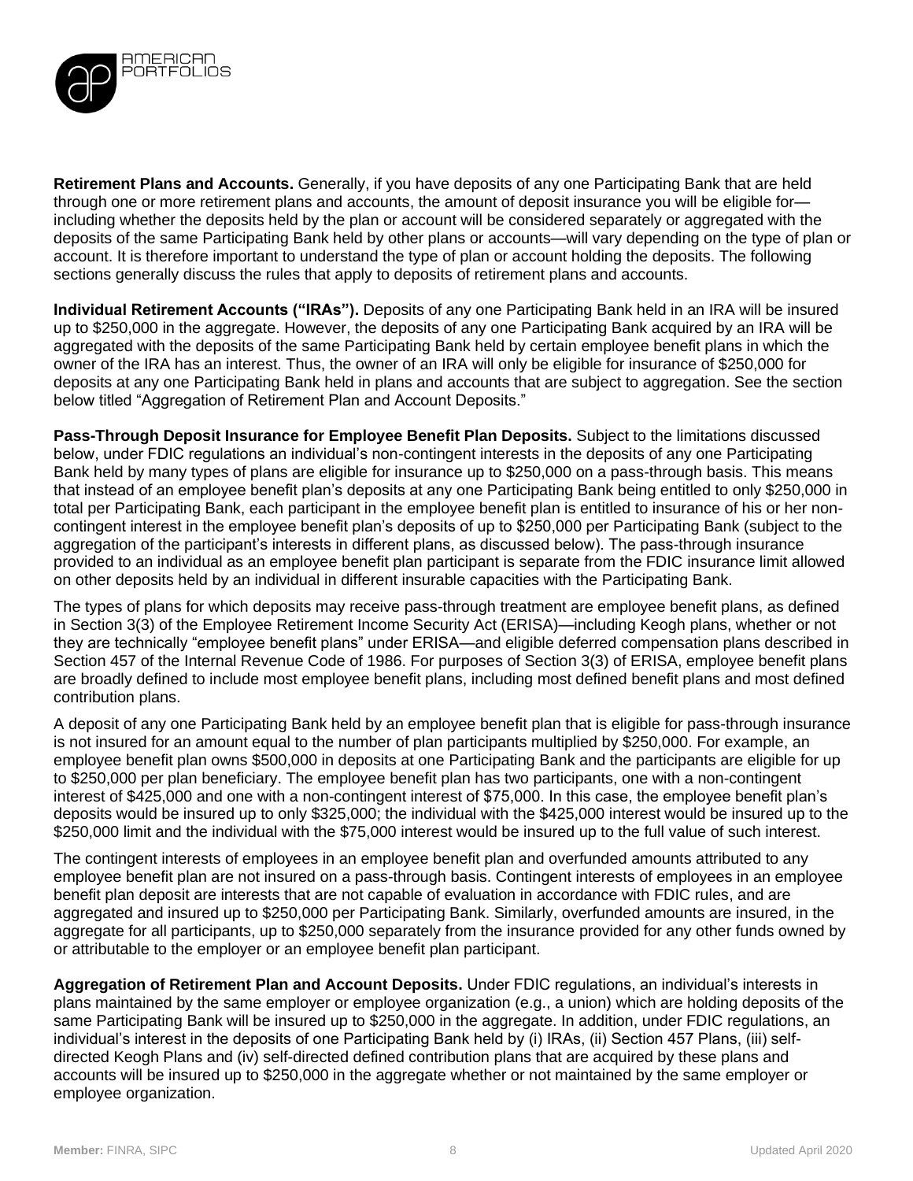**Retirement Plans and Accounts.** Generally, if you have deposits of any one Participating Bank that are held through one or more retirement plans and accounts, the amount of deposit insurance you will be eligible for—including whether the deposits held by the plan or account will be considered separately or aggregated with the deposits of the same Participating Bank held by other plans or accounts—will vary depending on the type of plan or account. It is therefore important to understand the type of plan or account holding the deposits. The following sections generally discuss the rules that apply to deposits of retirement plans and accounts.

**Individual Retirement Accounts ("IRAs").** Deposits of any one Participating Bank held in an IRA will be insured up to $250,000 in the aggregate. However, the deposits of any one Participating Bank acquired by an IRA will be aggregated with the deposits of the same Participating Bank held by certain employee benefit plans in which the owner of the IRA has an interest. Thus, the owner of an IRA will only be eligible for insurance of $250,000 for deposits at any one Participating Bank held in plans and accounts that are subject to aggregation. See the section below titled "Aggregation of Retirement Plan and Account Deposits."

**Pass-Through Deposit Insurance for Employee Benefit Plan Deposits.** Subject to the limitations discussed below, under FDIC regulations an individual's non-contingent interests in the deposits of any one Participating Bank held by many types of plans are eligible for insurance up to $250,000 on a pass-through basis. This means that instead of an employee benefit plan's deposits at any one Participating Bank being entitled to only $250,000 in total per Participating Bank, each participant in the employee benefit plan is entitled to insurance of his or her non-contingent interest in the employee benefit plan's deposits of up to $250,000 per Participating Bank (subject to the aggregation of the participant's interests in different plans, as discussed below). The pass-through insurance provided to an individual as an employee benefit plan participant is separate from the FDIC insurance limit allowed on other deposits held by an individual in different insurable capacities with the Participating Bank.

The types of plans for which deposits may receive pass-through treatment are employee benefit plans, as defined in Section 3(3) of the Employee Retirement Income Security Act (ERISA)—including Keogh plans, whether or not they are technically "employee benefit plans" under ERISA—and eligible deferred compensation plans described in Section 457 of the Internal Revenue Code of 1986. For purposes of Section 3(3) of ERISA, employee benefit plans are broadly defined to include most employee benefit plans, including most defined benefit plans and most defined contribution plans.

A deposit of any one Participating Bank held by an employee benefit plan that is eligible for pass-through insurance is not insured for an amount equal to the number of plan participants multiplied by $250,000. For example, an employee benefit plan owns $500,000 in deposits at one Participating Bank and the participants are eligible for up to $250,000 per plan beneficiary. The employee benefit plan has two participants, one with a non-contingent interest of $425,000 and one with a non-contingent interest of $75,000. In this case, the employee benefit plan's deposits would be insured up to only $325,000; the individual with the $425,000 interest would be insured up to the $250,000 limit and the individual with the $75,000 interest would be insured up to the full value of such interest.

The contingent interests of employees in an employee benefit plan and overfunded amounts attributed to any employee benefit plan are not insured on a pass-through basis. Contingent interests of employees in an employee benefit plan deposit are interests that are not capable of evaluation in accordance with FDIC rules, and are aggregated and insured up to $250,000 per Participating Bank. Similarly, overfunded amounts are insured, in the aggregate for all participants, up to $250,000 separately from the insurance provided for any other funds owned by or attributable to the employer or an employee benefit plan participant.

**Aggregation of Retirement Plan and Account Deposits.** Under FDIC regulations, an individual's interests in plans maintained by the same employer or employee organization (e.g., a union) which are holding deposits of the same Participating Bank will be insured up to $250,000 in the aggregate. In addition, under FDIC regulations, an individual's interest in the deposits of one Participating Bank held by (i) IRAs, (ii) Section 457 Plans, (iii) self-directed Keogh Plans and (iv) self-directed defined contribution plans that are acquired by these plans and accounts will be insured up to $250,000 in the aggregate whether or not maintained by the same employer or employee organization.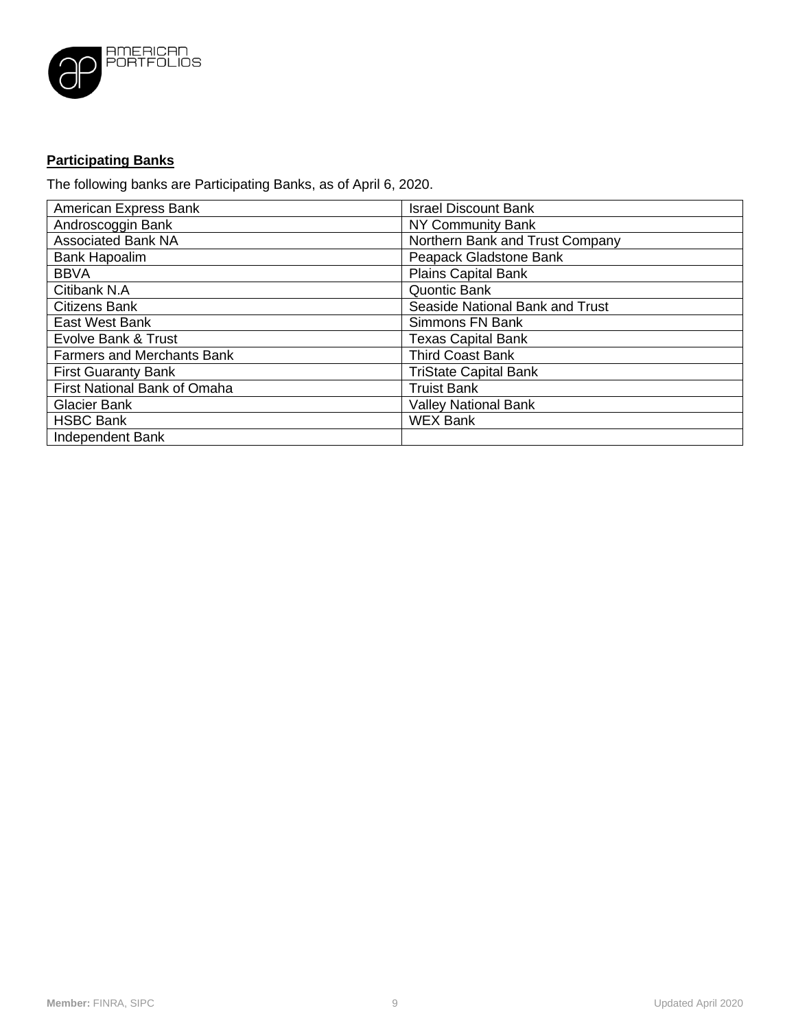**Participating Banks**

The following banks are Participating Banks, as of April 6, 2020.

| | |
|---|---|
| American Express Bank | Israel Discount Bank |
| Androscoggin Bank | NY Community Bank |
| Associated Bank NA | Northern Bank and Trust Company |
| Bank Hapoalim | Peapack Gladstone Bank |
| BBVA | Plains Capital Bank |
| Citibank N.A | Quontic Bank |
| Citizens Bank | Seaside National Bank and Trust |
| East West Bank | Simmons FN Bank |
| Evolve Bank & Trust | Texas Capital Bank |
| Farmers and Merchants Bank | Third Coast Bank |
| First Guaranty Bank | TriState Capital Bank |
| First National Bank of Omaha | Truist Bank |
| Glacier Bank | Valley National Bank |
| HSBC Bank | WEX Bank |
| Independent Bank | |